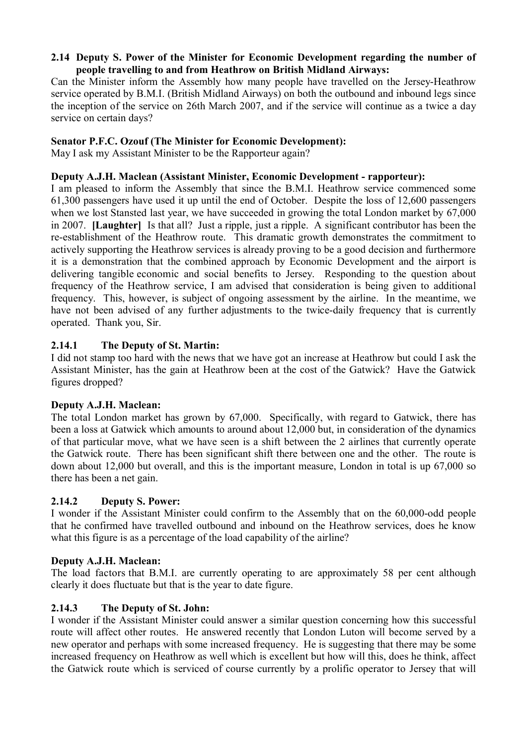**2.14 Deputy S. Power of the Minister for Economic Development regarding the number of people travelling to and from Heathrow on British Midland Airways:**

Can the Minister inform the Assembly how many people have travelled on the Jersey-Heathrow service operated by B.M.I. (British Midland Airways) on both the outbound and inbound legs since the inception of the service on 26th March 2007, and if the service will continue as a twice a day service on certain days?

**Senator P.F.C. Ozouf (The Minister for Economic Development):**

May I ask my Assistant Minister to be the Rapporteur again?

**Deputy A.J.H. Maclean (Assistant Minister, Economic Development - rapporteur):**

I am pleased to inform the Assembly that since the B.M.I. Heathrow service commenced some 61,300 passengers have used it up until the end of October. Despite the loss of 12,600 passengers when we lost Stansted last year, we have succeeded in growing the total London market by 67,000 in 2007. **[Laughter]** Is that all? Just a ripple, just a ripple. A significant contributor has been the re-establishment of the Heathrow route. This dramatic growth demonstrates the commitment to actively supporting the Heathrow services is already proving to be a good decision and furthermore it is a demonstration that the combined approach by Economic Development and the airport is delivering tangible economic and social benefits to Jersey. Responding to the question about frequency of the Heathrow service, I am advised that consideration is being given to additional frequency. This, however, is subject of ongoing assessment by the airline. In the meantime, we have not been advised of any further adjustments to the twice-daily frequency that is currently operated. Thank you, Sir.

### 2.14.1 The Deputy of St. Martin:

I did not stamp too hard with the news that we have got an increase at Heathrow but could I ask the Assistant Minister, has the gain at Heathrow been at the cost of the Gatwick? Have the Gatwick figures dropped?

**Deputy A.J.H. Maclean:**

The total London market has grown by 67,000. Specifically, with regard to Gatwick, there has been a loss at Gatwick which amounts to around about 12,000 but, in consideration of the dynamics of that particular move, what we have seen is a shift between the 2 airlines that currently operate the Gatwick route. There has been significant shift there between one and the other. The route is down about 12,000 but overall, and this is the important measure, London in total is up 67,000 so there has been a net gain.

### 2.14.2 Deputy S. Power:

I wonder if the Assistant Minister could confirm to the Assembly that on the 60,000-odd people that he confirmed have travelled outbound and inbound on the Heathrow services, does he know what this figure is as a percentage of the load capability of the airline?

**Deputy A.J.H. Maclean:**

The load factors that B.M.I. are currently operating to are approximately 58 per cent although clearly it does fluctuate but that is the year to date figure.

### 2.14.3 The Deputy of St. John:

I wonder if the Assistant Minister could answer a similar question concerning how this successful route will affect other routes. He answered recently that London Luton will become served by a new operator and perhaps with some increased frequency. He is suggesting that there may be some increased frequency on Heathrow as well which is excellent but how will this, does he think, affect the Gatwick route which is serviced of course currently by a prolific operator to Jersey that will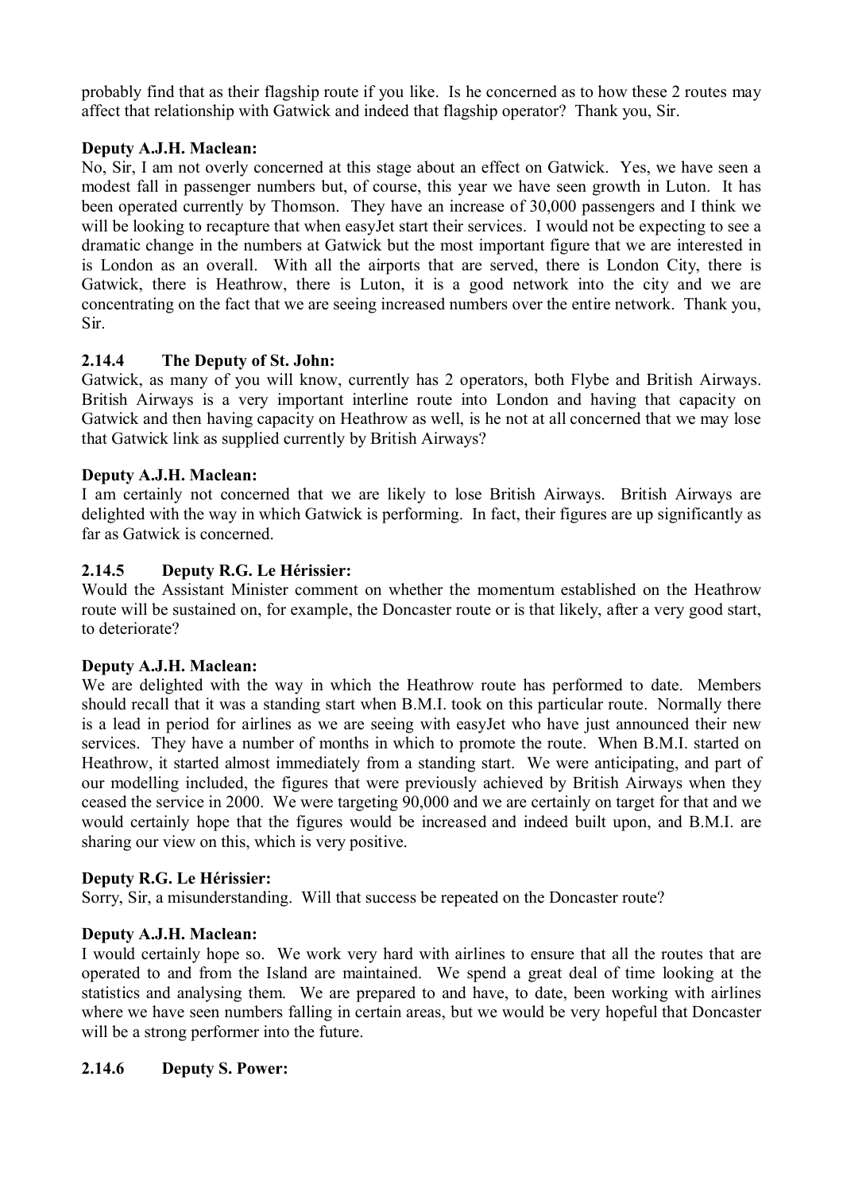probably find that as their flagship route if you like. Is he concerned as to how these 2 routes may affect that relationship with Gatwick and indeed that flagship operator? Thank you, Sir.

**Deputy A.J.H. Maclean:**

No, Sir, I am not overly concerned at this stage about an effect on Gatwick. Yes, we have seen a modest fall in passenger numbers but, of course, this year we have seen growth in Luton. It has been operated currently by Thomson. They have an increase of 30,000 passengers and I think we will be looking to recapture that when easyJet start their services. I would not be expecting to see a dramatic change in the numbers at Gatwick but the most important figure that we are interested in is London as an overall. With all the airports that are served, there is London City, there is Gatwick, there is Heathrow, there is Luton, it is a good network into the city and we are concentrating on the fact that we are seeing increased numbers over the entire network. Thank you, Sir.

### 2.14.4 The Deputy of St. John:

Gatwick, as many of you will know, currently has 2 operators, both Flybe and British Airways. British Airways is a very important interline route into London and having that capacity on Gatwick and then having capacity on Heathrow as well, is he not at all concerned that we may lose that Gatwick link as supplied currently by British Airways?

**Deputy A.J.H. Maclean:**

I am certainly not concerned that we are likely to lose British Airways. British Airways are delighted with the way in which Gatwick is performing. In fact, their figures are up significantly as far as Gatwick is concerned.

### 2.14.5 Deputy R.G. Le Hérissier:

Would the Assistant Minister comment on whether the momentum established on the Heathrow route will be sustained on, for example, the Doncaster route or is that likely, after a very good start, to deteriorate?

**Deputy A.J.H. Maclean:**

We are delighted with the way in which the Heathrow route has performed to date. Members should recall that it was a standing start when B.M.I. took on this particular route. Normally there is a lead in period for airlines as we are seeing with easyJet who have just announced their new services. They have a number of months in which to promote the route. When B.M.I. started on Heathrow, it started almost immediately from a standing start. We were anticipating, and part of our modelling included, the figures that were previously achieved by British Airways when they ceased the service in 2000. We were targeting 90,000 and we are certainly on target for that and we would certainly hope that the figures would be increased and indeed built upon, and B.M.I. are sharing our view on this, which is very positive.

**Deputy R.G. Le Hérissier:**

Sorry, Sir, a misunderstanding. Will that success be repeated on the Doncaster route?

**Deputy A.J.H. Maclean:**

I would certainly hope so. We work very hard with airlines to ensure that all the routes that are operated to and from the Island are maintained. We spend a great deal of time looking at the statistics and analysing them. We are prepared to and have, to date, been working with airlines where we have seen numbers falling in certain areas, but we would be very hopeful that Doncaster will be a strong performer into the future.

### 2.14.6 Deputy S. Power: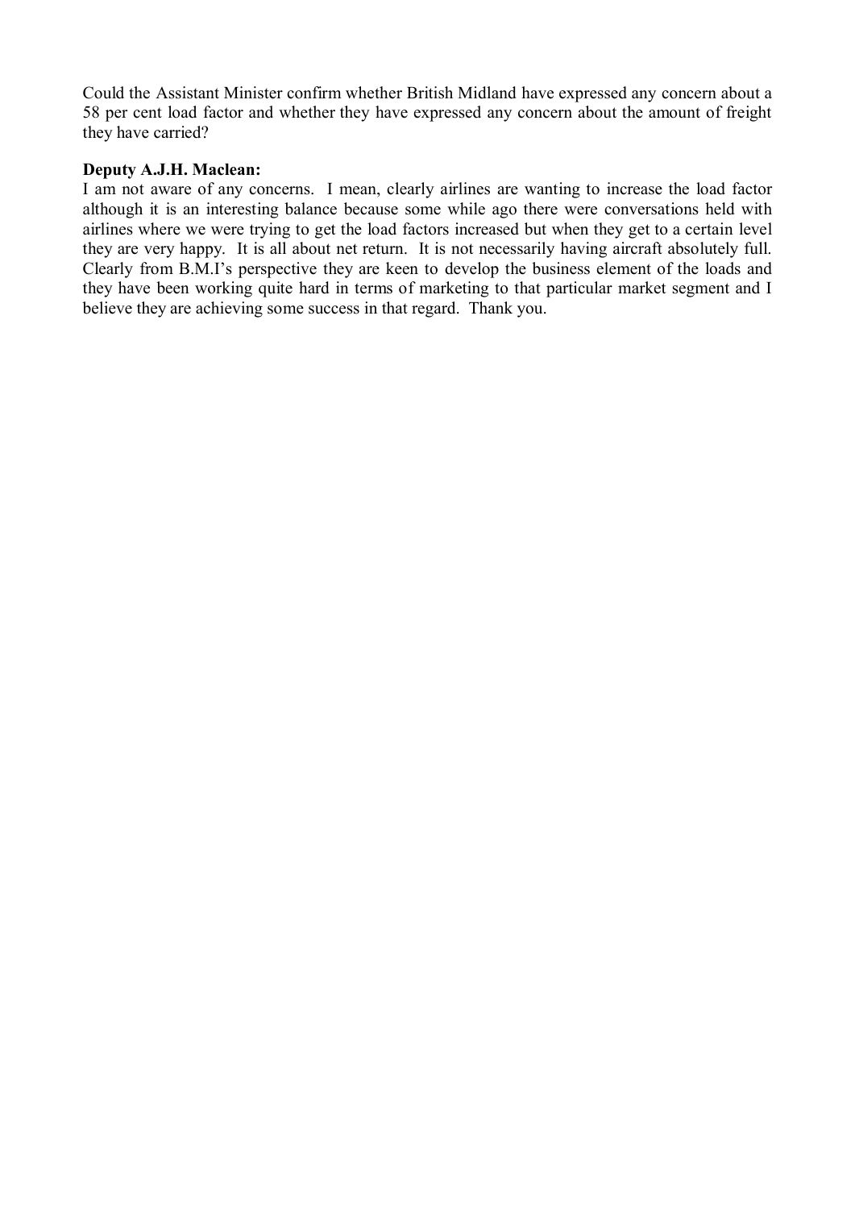Could the Assistant Minister confirm whether British Midland have expressed any concern about a 58 per cent load factor and whether they have expressed any concern about the amount of freight they have carried?

**Deputy A.J.H. Maclean:**

I am not aware of any concerns. I mean, clearly airlines are wanting to increase the load factor although it is an interesting balance because some while ago there were conversations held with airlines where we were trying to get the load factors increased but when they get to a certain level they are very happy. It is all about net return. It is not necessarily having aircraft absolutely full. Clearly from B.M.I's perspective they are keen to develop the business element of the loads and they have been working quite hard in terms of marketing to that particular market segment and I believe they are achieving some success in that regard. Thank you.